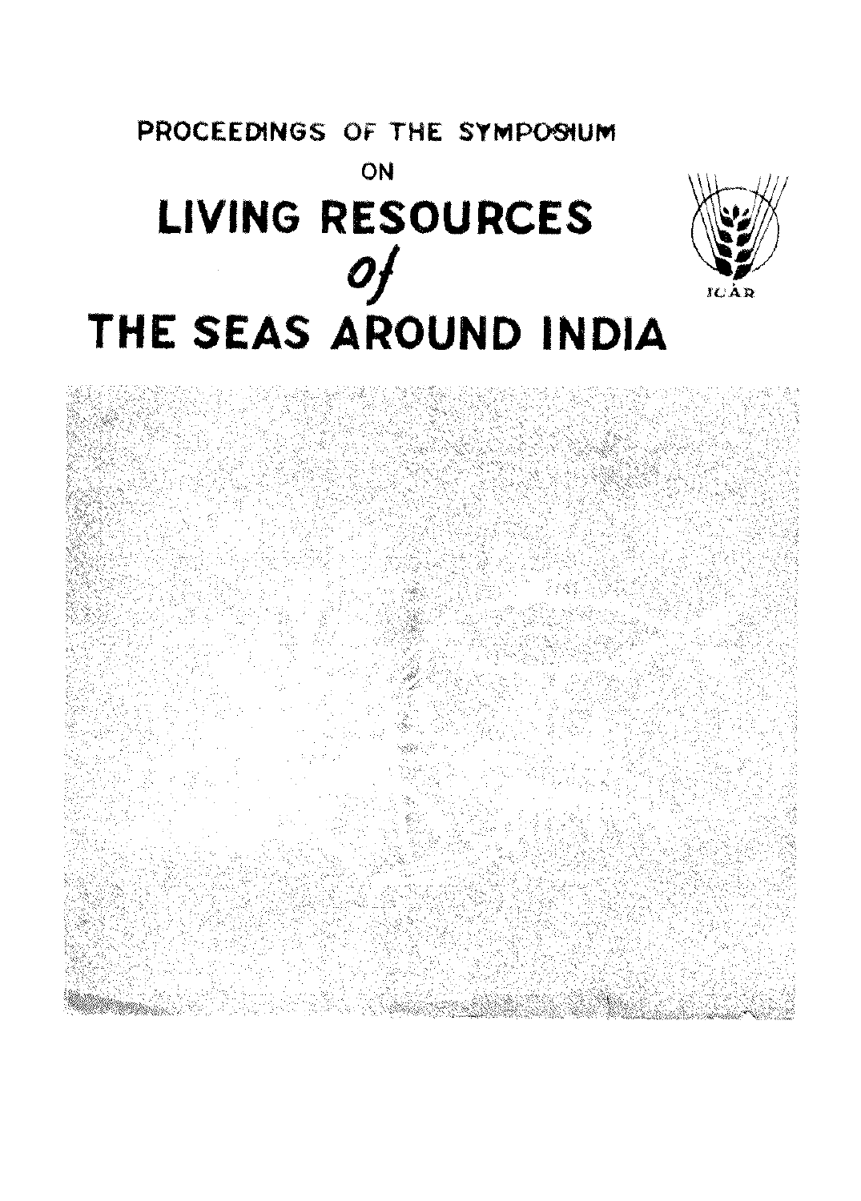PROCEEDINGS OF THE SYMPOSIUM

ON

# LIVING RESOURCES

*of*

# THE SEAS AROUND INDIA

ICAR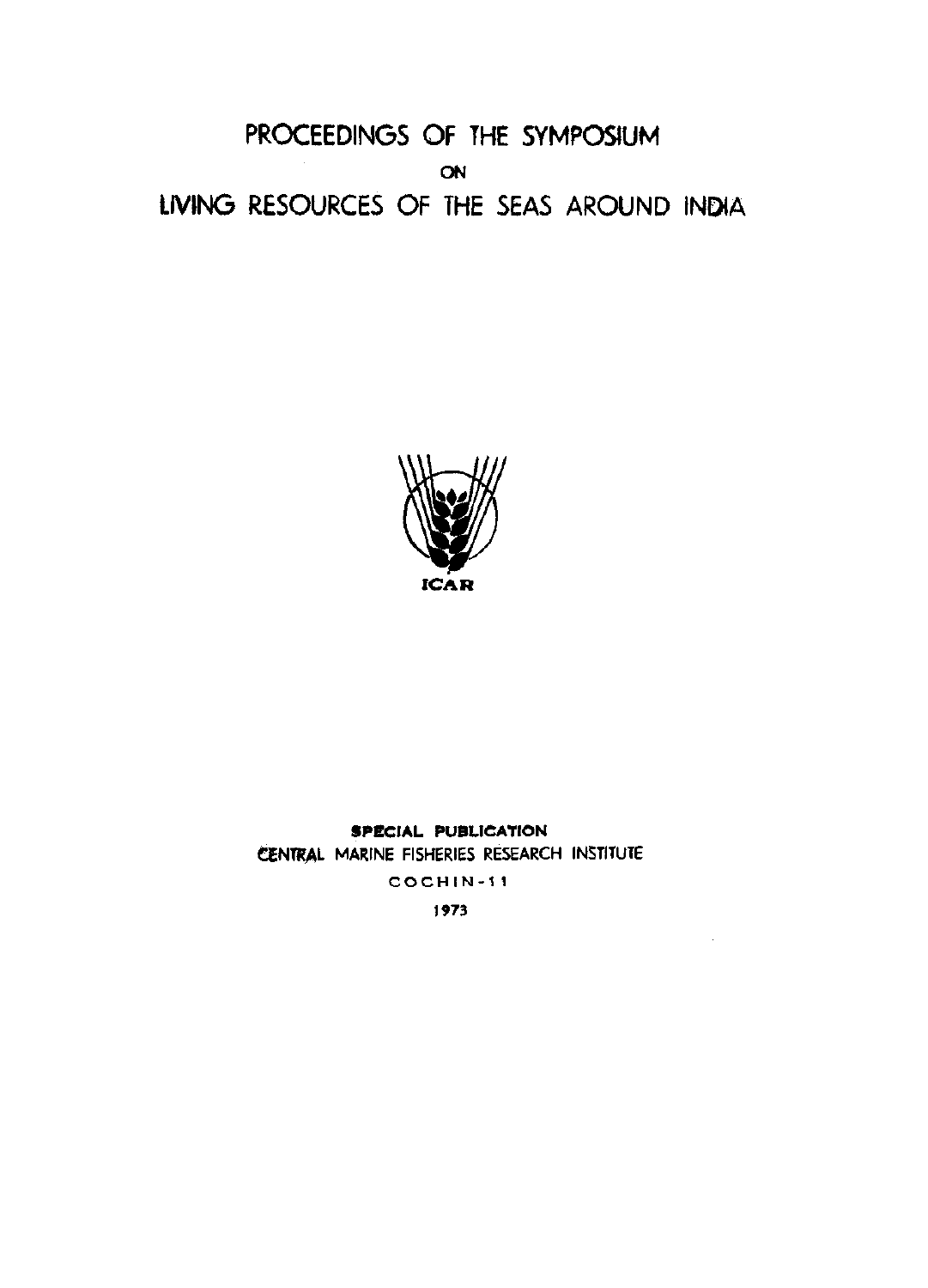# PROCEEDINGS OF THE SYMPOSIUM

ON

# LIVING RESOURCES OF THE SEAS AROUND INDIA

ICAR

**SPECIAL PUBLICATION**

CENTRAL MARINE FISHERIES RESEARCH INSTITUTE

COCHIN-11

1973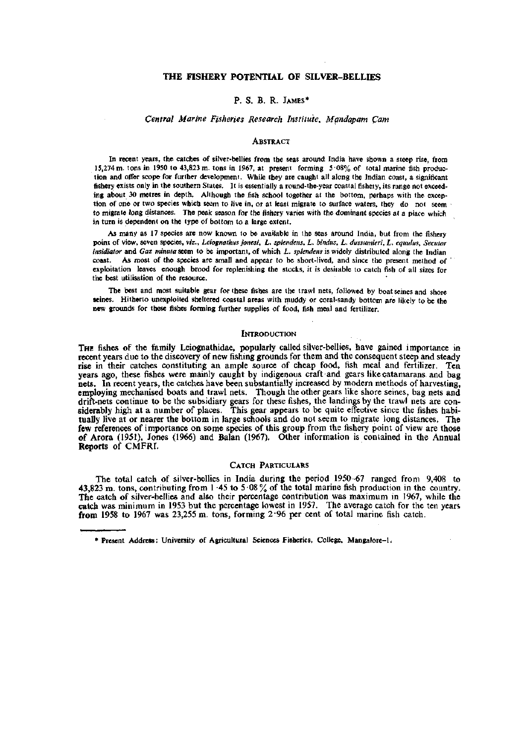# THE FISHERY POTENTIAL OF SILVER-BELLIES

P. S. B. R. JAMES*

*Central Marine Fisheries Research Institute, Mandapam Cam*

## ABSTRACT

In recent years, the catches of silver-bellies from the seas around India have shown a steep rise, from 15,274 m. tons in 1950 to 43,823 m. tons in 1967, at present forming 5·08% of total marine fish production and offer scope for further development. While they are caught all along the Indian coast, a significant fishery exists only in the southern States. It is essentially a round-the-year coastal fishery, its range not exceeding about 30 metres in depth. Although the fish school together at the bottom, perhaps with the exception of one or two species which seem to live in, or at least migrate to surface waters, they do not seem to migrate long distances. The peak season for the fishery varies with the dominant species at a place which in turn is dependent on the type of bottom to a large extent.

As many as 17 species are now known to be available in the seas around India, but from the fishery point of view, seven species, *viz.*, *Leiognathus jonesi*, *L. splendens*, *L. bindus*, *L. dussumieri*, *L. equulus*, *Secutor insidiator* and *Gaz minuta* seem to be important, of which *L. splendens* is widely distributed along the Indian coast. As most of the species are small and appear to be short-lived, and since the present method of exploitation leaves enough brood for replenishing the stocks, it is desirable to catch fish of all sizes for the best utilisation of the resource.

The best and most suitable gear for these fishes are the trawl nets, followed by boat seines and shore seines. Hitherto unexploited sheltered coastal areas with muddy or coral-sandy bottom are likely to be the new grounds for these fishes forming further supplies of food, fish meal and fertilizer.

## INTRODUCTION

THE fishes of the family Leiognathidae, popularly called silver-bellies, have gained importance in recent years due to the discovery of new fishing grounds for them and the consequent steep and steady rise in their catches constituting an ample source of cheap food, fish meal and fertilizer. Ten years ago, these fishes were mainly caught by indigenous craft and gears like catamarans and bag nets. In recent years, the catches have been substantially increased by modern methods of harvesting, employing mechanised boats and trawl nets. Though the other gears like shore seines, bag nets and drift-nets continue to be the subsidiary gears for these fishes, the landings by the trawl nets are considerably high at a number of places. This gear appears to be quite effective since the fishes habitually live at or nearer the bottom in large schools and do not seem to migrate long distances. The few references of importance on some species of this group from the fishery point of view are those of Arora (1951), Jones (1966) and Balan (1967). Other information is contained in the Annual Reports of CMFRI.

## CATCH PARTICULARS

The total catch of silver-bellies in India during the period 1950–67 ranged from 9,408 to 43,823 m. tons, contributing from 1·45 to 5·08% of the total marine fish production in the country. The catch of silver-bellies and also their percentage contribution was maximum in 1967, while the catch was minimum in 1953 but the percentage lowest in 1957. The average catch for the ten years from 1958 to 1967 was 23,255 m. tons, forming 2·96 per cent of total marine fish catch.

\* Present Address: University of Agricultural Sciences Fisheries, College, Mangalore-1.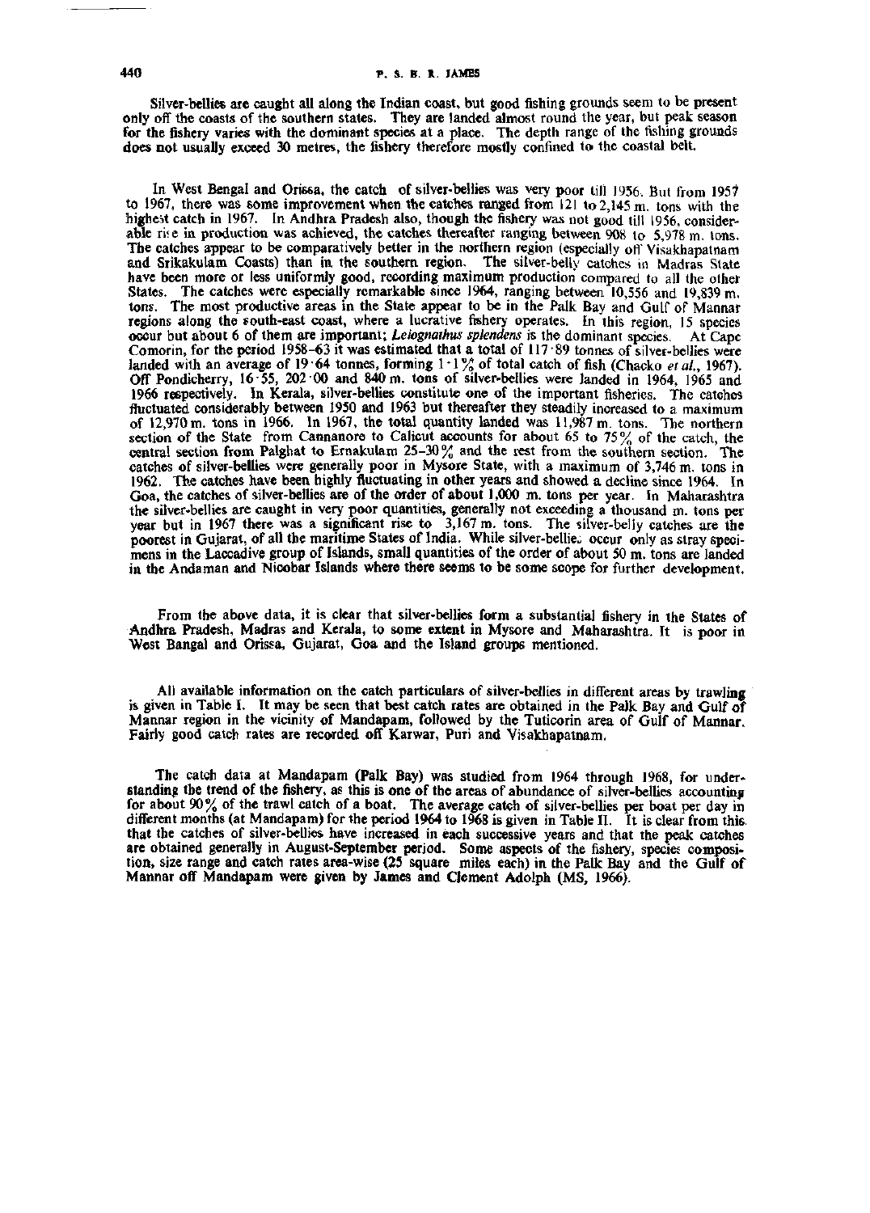Silver-bellies are caught all along the Indian coast, but good fishing grounds seem to be present only off the coasts of the southern states. They are landed almost round the year, but peak season for the fishery varies with the dominant species at a place. The depth range of the fishing grounds does not usually exceed 30 metres, the fishery therefore mostly confined to the coastal belt.

In West Bengal and Orissa, the catch of silver-bellies was very poor till 1956. But from 1957 to 1967, there was some improvement when the catches ranged from 121 to 2,145 m. tons with the highest catch in 1967. In Andhra Pradesh also, though the fishery was not good till 1956, considerable rise in production was achieved, the catches thereafter ranging between 908 to 5,978 m. tons. The catches appear to be comparatively better in the northern region (especially off Visakhapatnam and Srikakulam Coasts) than in the southern region. The silver-belly catches in Madras State have been more or less uniformly good, recording maximum production compared to all the other States. The catches were especially remarkable since 1964, ranging between 10,556 and 19,839 m. tons. The most productive areas in the State appear to be in the Palk Bay and Gulf of Mannar regions along the south-east coast, where a lucrative fishery operates. In this region, 15 species occur but about 6 of them are important; *Leiognathus splendens* is the dominant species. At Cape Comorin, for the period 1958–63 it was estimated that a total of 117·89 tonnes of silver-bellies were landed with an average of 19·64 tonnes, forming 1·1% of total catch of fish (Chacko *et al.*, 1967). Off Pondicherry, 16·55, 202·00 and 840 m. tons of silver-bellies were landed in 1964, 1965 and 1966 respectively. In Kerala, silver-bellies constitute one of the important fisheries. The catches fluctuated considerably between 1950 and 1963 but thereafter they steadily increased to a maximum of 12,970 m. tons in 1966. In 1967, the total quantity landed was 11,987 m. tons. The northern section of the State from Cannanore to Calicut accounts for about 65 to 75% of the catch, the central section from Palghat to Ernakulam 25–30% and the rest from the southern section. The catches of silver-bellies were generally poor in Mysore State, with a maximum of 3,746 m. tons in 1962. The catches have been highly fluctuating in other years and showed a decline since 1964. In Goa, the catches of silver-bellies are of the order of about 1,000 m. tons per year. In Maharashtra the silver-bellies are caught in very poor quantities, generally not exceeding a thousand m. tons per year but in 1967 there was a significant rise to 3,167 m. tons. The silver-belly catches are the poorest in Gujarat, of all the maritime States of India. While silver-bellies occur only as stray specimens in the Laccadive group of Islands, small quantities of the order of about 50 m. tons are landed in the Andaman and Nicobar Islands where there seems to be some scope for further development.

From the above data, it is clear that silver-bellies form a substantial fishery in the States of Andhra Pradesh, Madras and Kerala, to some extent in Mysore and Maharashtra. It is poor in West Bangal and Orissa, Gujarat, Goa and the Island groups mentioned.

All available information on the catch particulars of silver-bellies in different areas by trawling is given in Table I. It may be seen that best catch rates are obtained in the Palk Bay and Gulf of Mannar region in the vicinity of Mandapam, followed by the Tuticorin area of Gulf of Mannar. Fairly good catch rates are recorded off Karwar, Puri and Visakhapatnam.

The catch data at Mandapam (Palk Bay) was studied from 1964 through 1968, for understanding the trend of the fishery, as this is one of the areas of abundance of silver-bellies accounting for about 90% of the trawl catch of a boat. The average catch of silver-bellies per boat per day in different months (at Mandapam) for the period 1964 to 1968 is given in Table II. It is clear from this that the catches of silver-bellies have increased in each successive years and that the peak catches are obtained generally in August-September period. Some aspects of the fishery, species composition, size range and catch rates area-wise (25 square miles each) in the Palk Bay and the Gulf of Mannar off Mandapam were given by James and Clement Adolph (MS, 1966).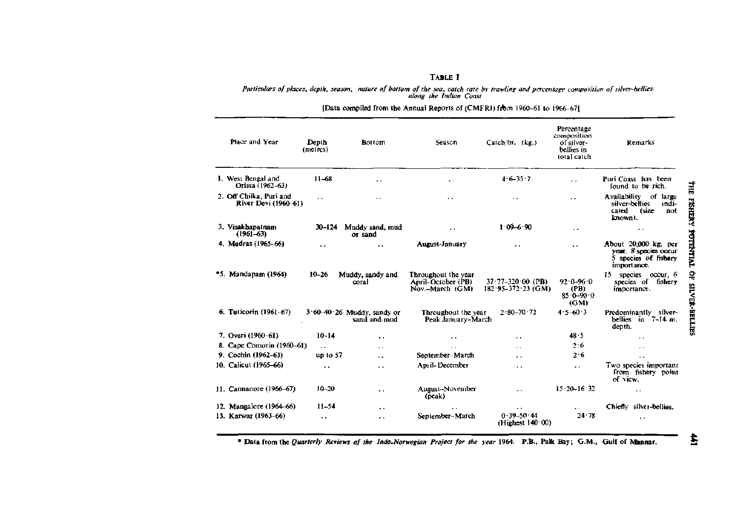**TABLE I**

*Particulars of places, depth, season, nature of bottom of the sea, catch rate by trawling and percentage composition of silver-bellies along the Indian Coast*

[Data compiled from the Annual Reports of (CMFRI) from 1960-61 to 1966-67]

| Place and Year | Depth (metres) | Bottom | Season | Catch/hr. (kg.) | Percentage composition of silver-bellies in total catch | Remarks |
|---|---|---|---|---|---|---|
| 1. West Bengal and Orissa (1962-63) | 11-68 | .. | .. | 4·6-35·7 | .. | Puri Coast has been found to be rich. |
| 2. Off Chilka, Puri and River Devi (1960-61) | .. | .. | .. | .. | .. | Availability of large silver-bellies indicated (size not known). |
| 3. Visakhapatnam (1961-63) | 30-124 | Muddy sand, mud or sand | .. | 1·09-6·90 | .. | .. |
| 4. Madras (1965-66) | .. | .. | August-January | .. | .. | About 20,000 kg. per year. 8 species occur 5 species of fishery importance. |
| *5. Mandapam (1964) | 10-26 | Muddy, sandy and coral | Throughout the year April-October (PB) Nov.-March (GM) | 37·77-320·00 (PB) 182·95-372·23 (GM) | 92·0-96·0 (PB) 85·0-90·0 (GM) | 15 species occur, 6 species of fishery importance. |
| 6. Tuticorin (1961-67) | 3·60-40·26 | Muddy, sandy or sand and mud | Throughout the year Peak January-March | 2·80-70·72 | 4·5-60·3 | Predominantly silver-bellies in 7-14 m. depth. |
| 7. Overi (1960-61) | 10-14 | .. | .. | .. | 48·5 | .. |
| 8. Cape Comorin (1960-61) | .. | .. | .. | .. | 2·6 | .. |
| 9. Cochin (1962-63) | up to 57 | .. | September-March | .. | 2·6 | .. |
| 10. Calicut (1965-66) | .. | .. | April-December | .. | .. | Two species important from fishery point of view. |
| 11. Cannanore (1966-67) | 10-20 | .. | August-November (peak) | .. | 15·20-16·32 | .. |
| 12. Mangalore (1964-66) | 11-54 | .. | .. | .. | .. | Chiefly silver-bellies. |
| 13. Karwar (1963-66) | .. | .. | September-March | 0·39-50·44 (Highest 140·00) | 24·78 | .. |

\* Data from the *Quarterly Reviews of the Indo-Norwegian Project for the year* 1964. P.B., Palk Bay; G.M., Gulf of Mannar.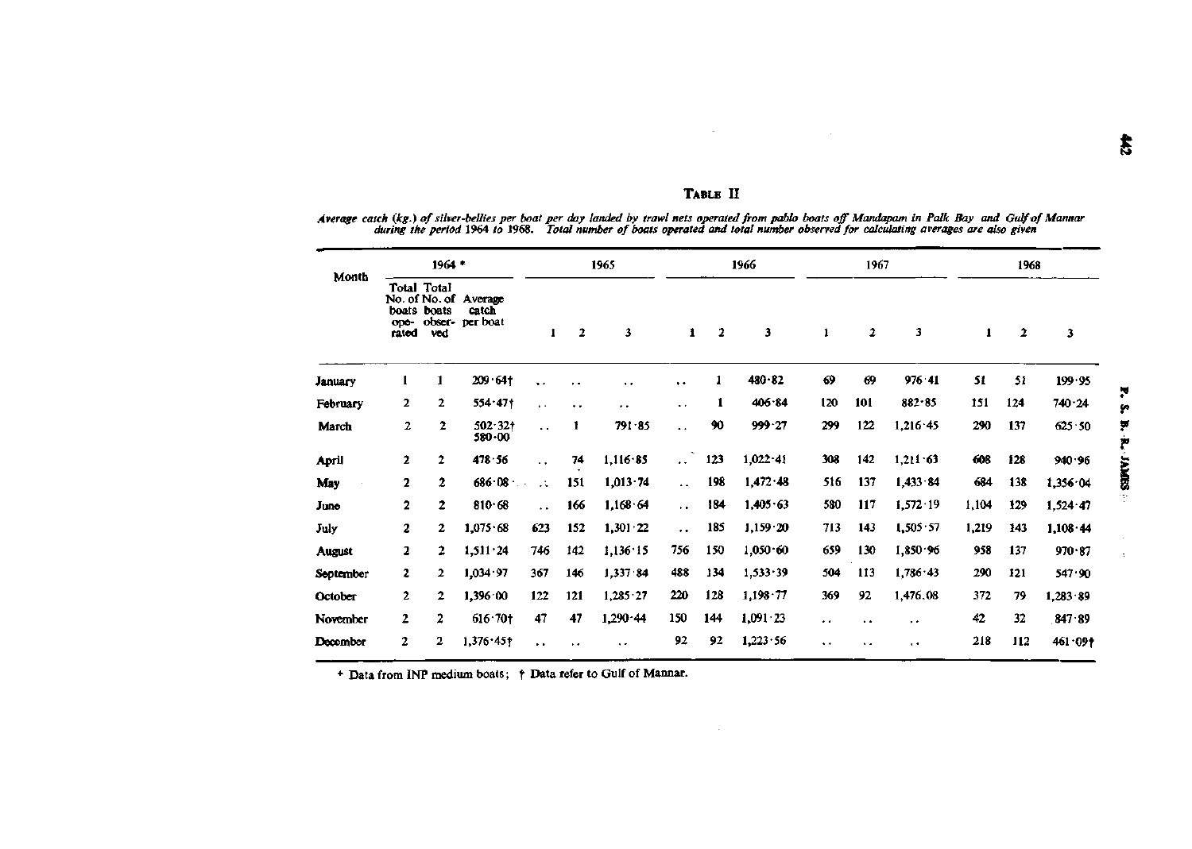## TABLE II

*Average catch (kg.) of silver-bellies per boat per day landed by trawl nets operated from pablo boats off Mandapam in Palk Bay and Gulf of Mannar during the period 1964 to 1968. Total number of boats operated and total number observed for calculating averages are also given*

| Month | 1964 * | | | 1965 | | | 1966 | | | 1967 | | | 1968 | | |
|---|---|---|---|---|---|---|---|---|---|---|---|---|---|---|---|
| | Total No. of boats operated | Total No. of boats observed | Average catch per boat | 1 | 2 | 3 | 1 | 2 | 3 | 1 | 2 | 3 | 1 | 2 | 3 |
| January | 1 | 1 | 209·64† | .. | .. | .. | .. | 1 | 480·82 | 69 | 69 | 976·41 | 51 | 51 | 199·95 |
| February | 2 | 2 | 554·47† | .. | .. | .. | .. | 1 | 406·84 | 120 | 101 | 882·85 | 151 | 124 | 740·24 |
| March | 2 | 2 | 502·32† 580·00 | .. | 1 | 791·85 | .. | 90 | 999·27 | 299 | 122 | 1,216·45 | 290 | 137 | 625·50 |
| April | 2 | 2 | 478·56 | .. | 74 | 1,116·85 | .. | 123 | 1,022·41 | 308 | 142 | 1,211·63 | 608 | 128 | 940·96 |
| May | 2 | 2 | 686·08 | .. | 151 | 1,013·74 | .. | 198 | 1,472·48 | 516 | 137 | 1,433·84 | 684 | 138 | 1,356·04 |
| June | 2 | 2 | 810·68 | .. | 166 | 1,168·64 | .. | 184 | 1,405·63 | 580 | 117 | 1,572·19 | 1,104 | 129 | 1,524·47 |
| July | 2 | 2 | 1,075·68 | 623 | 152 | 1,301·22 | .. | 185 | 1,159·20 | 713 | 143 | 1,505·57 | 1,219 | 143 | 1,108·44 |
| August | 2 | 2 | 1,511·24 | 746 | 142 | 1,136·15 | 756 | 150 | 1,050·60 | 659 | 130 | 1,850·96 | 958 | 137 | 970·87 |
| September | 2 | 2 | 1,034·97 | 367 | 146 | 1,337·84 | 488 | 134 | 1,533·39 | 504 | 113 | 1,786·43 | 290 | 121 | 547·90 |
| October | 2 | 2 | 1,396·00 | 122 | 121 | 1,285·27 | 220 | 128 | 1,198·77 | 369 | 92 | 1,476.08 | 372 | 79 | 1,283·89 |
| November | 2 | 2 | 616·70† | 47 | 47 | 1,290·44 | 150 | 144 | 1,091·23 | .. | .. | .. | 42 | 32 | 847·89 |
| December | 2 | 2 | 1,376·45† | .. | .. | .. | 92 | 92 | 1,223·56 | .. | .. | .. | 218 | 112 | 461·09† |

\* Data from INP medium boats; † Data refer to Gulf of Mannar.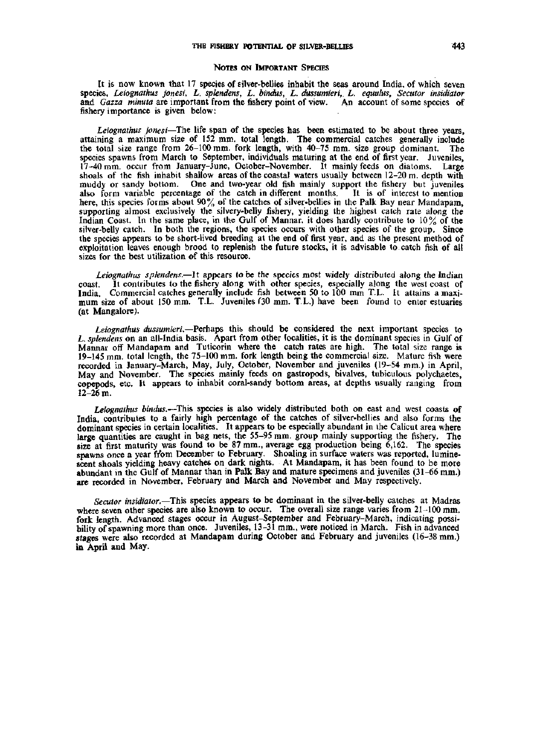## NOTES ON IMPORTANT SPECIES

It is now known that 17 species of silver-bellies inhabit the seas around India, of which seven species, *Leiognathus jonesi*, *L. splendens*, *L. bindus*, *L. dussumieri*, *L. equulus*, *Secutor insidiator* and *Gazza minuta* are important from the fishery point of view. An account of some species of fishery importance is given below:

*Leiognathus jonesi*—The life span of the species has been estimated to be about three years, attaining a maximum size of 152 mm. total length. The commercial catches generally include the total size range from 26–100 mm. fork length, with 40–75 mm. size group dominant. The species spawns from March to September, individuals maturing at the end of first year. Juveniles, 17–40 mm. occur from January–June, October–November. It mainly feeds on diatoms. Large shoals of the fish inhabit shallow areas of the coastal waters usually between 12–20 m. depth with muddy or sandy bottom. One and two-year old fish mainly support the fishery but juveniles also form variable percentage of the catch in different months. It is of interest to mention here, this species forms about 90% of the catches of silver-bellies in the Palk Bay near Mandapam, supporting almost exclusively the silvery-belly fishery, yielding the highest catch rate along the Indian Coast. In the same place, in the Gulf of Mannar, it does hardly contribute to 10% of the silver-belly catch. In both the regions, the species occurs with other species of the group. Since the species appears to be short-lived breeding at the end of first year, and as the present method of exploitation leaves enough brood to replenish the future stocks, it is advisable to catch fish of all sizes for the best utilization of this resource.

*Leiognathus splendens*.—It appears to be the species most widely distributed along the Indian coast. It contributes to the fishery along with other species, especially along the west coast of India. Commercial catches generally include fish between 50 to 100 mm T.L. It attains a maximum size of about 150 mm. T.L. Juveniles (30 mm. T.L.) have been found to enter estuaries (at Mangalore).

*Leiognathus dussumieri*.—Perhaps this should be considered the next important species to *L. splendens* on an all-India basis. Apart from other localities, it is the dominant species in Gulf of Mannar off Mandapam and Tuticorin where the catch rates are high. The total size range is 19–145 mm. total length, the 75–100 mm. fork length being the commercial size. Mature fish were recorded in January–March, May, July, October, November and juveniles (19–54 mm.) in April, May and November. The species mainly feeds on gastropods, bivalves, tubiculous polychaetes, copepods, etc. It appears to inhabit coral-sandy bottom areas, at depths usually ranging from 12–26 m.

*Leiognathus bindus*.—This species is also widely distributed both on east and west coasts of India, contributes to a fairly high percentage of the catches of silver-bellies and also forms the dominant species in certain localities. It appears to be especially abundant in the Calicut area where large quantities are caught in bag nets, the 55–95 mm. group mainly supporting the fishery. The size at first maturity was found to be 87 mm., average egg production being 6,162. The species spawns once a year from December to February. Shoaling in surface waters was reported, luminescent shoals yielding heavy catches on dark nights. At Mandapam, it has been found to be more abundant in the Gulf of Mannar than in Palk Bay and mature specimens and juveniles (31–66 mm.) are recorded in November, February and March and November and May respectively.

*Secutor insidiator*.—This species appears to be dominant in the silver-belly catches at Madras where seven other species are also known to occur. The overall size range varies from 21–100 mm. fork length. Advanced stages occur in August–September and February–March, indicating possibility of spawning more than once. Juveniles, 13–31 mm., were noticed in March. Fish in advanced stages were also recorded at Mandapam during October and February and juveniles (16–38 mm.) in April and May.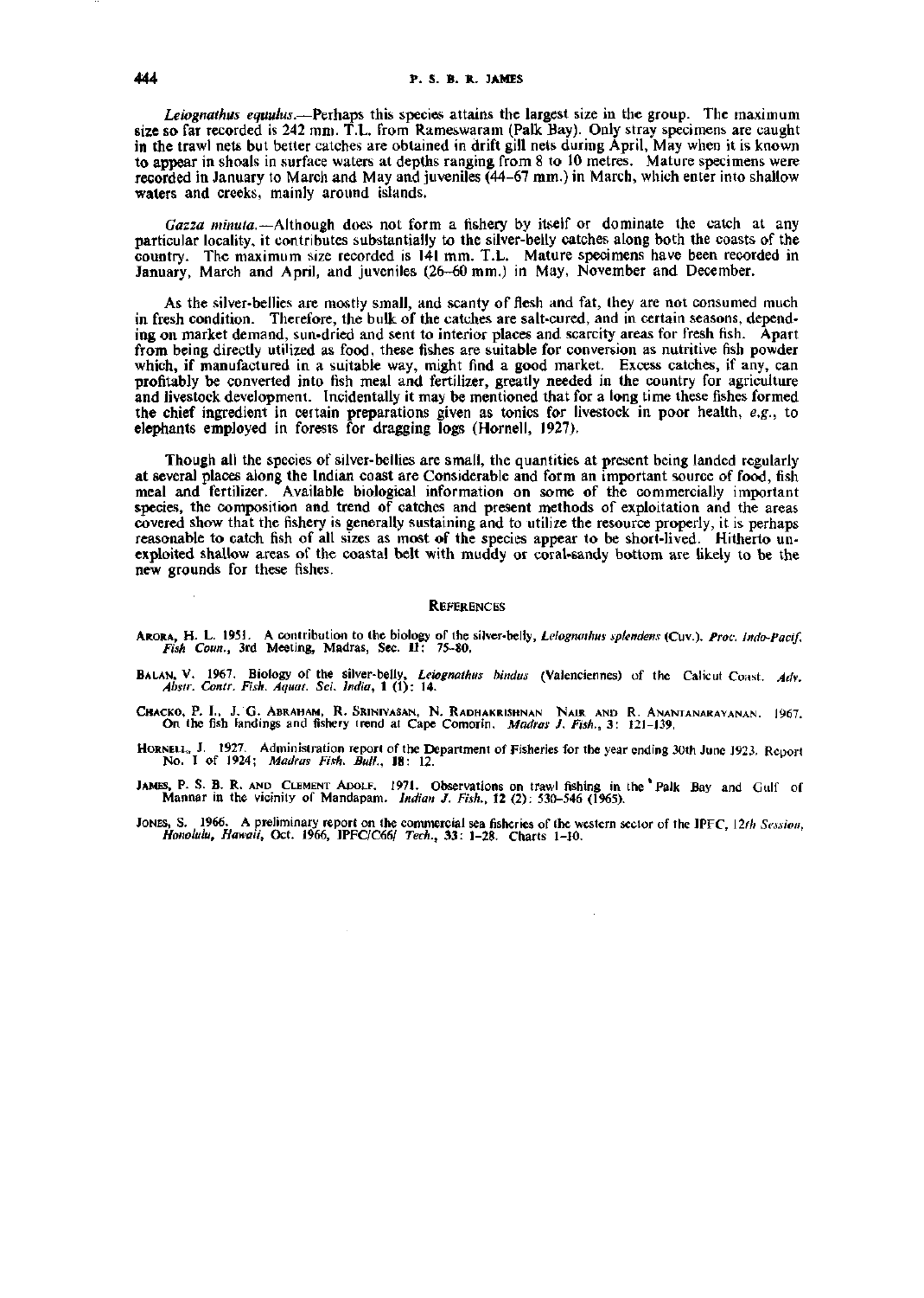*Leiognathus equulus*.—Perhaps this species attains the largest size in the group. The maximum size so far recorded is 242 mm. T.L. from Rameswaram (Palk Bay). Only stray specimens are caught in the trawl nets but better catches are obtained in drift gill nets during April, May when it is known to appear in shoals in surface waters at depths ranging from 8 to 10 metres. Mature specimens were recorded in January to March and May and juveniles (44–67 mm.) in March, which enter into shallow waters and creeks, mainly around islands.

*Gazza minuta*.—Although does not form a fishery by itself or dominate the catch at any particular locality, it contributes substantially to the silver-belly catches along both the coasts of the country. The maximum size recorded is 141 mm. T.L. Mature specimens have been recorded in January, March and April, and juveniles (26–60 mm.) in May, November and December.

As the silver-bellies are mostly small, and scanty of flesh and fat, they are not consumed much in fresh condition. Therefore, the bulk of the catches are salt-cured, and in certain seasons, depending on market demand, sun-dried and sent to interior places and scarcity areas for fresh fish. Apart from being directly utilized as food, these fishes are suitable for conversion as nutritive fish powder which, if manufactured in a suitable way, might find a good market. Excess catches, if any, can profitably be converted into fish meal and fertilizer, greatly needed in the country for agriculture and livestock development. Incidentally it may be mentioned that for a long time these fishes formed the chief ingredient in certain preparations given as tonics for livestock in poor health, *e.g.*, to elephants employed in forests for dragging logs (Hornell, 1927).

Though all the species of silver-bellies are small, the quantities at present being landed regularly at several places along the Indian coast are Considerable and form an important source of food, fish meal and fertilizer. Available biological information on some of the commercially important species, the composition and trend of catches and present methods of exploitation and the areas covered show that the fishery is generally sustaining and to utilize the resource properly, it is perhaps reasonable to catch fish of all sizes as most of the species appear to be short-lived. Hitherto unexploited shallow areas of the coastal belt with muddy or coral-sandy bottom are likely to be the new grounds for these fishes.

## REFERENCES

ARORA, H. L. 1951. A contribution to the biology of the silver-belly, *Leiognathus splendens* (Cuv.). *Proc. Indo-Pacif. Fish Coun.*, 3rd Meeting, Madras, Sec. II: 75–80.

BALAN, V. 1967. Biology of the silver-belly, *Leiognathus bindus* (Valenciennes) of the Calicut Coast. *Adv. Abstr. Contr. Fish. Aquat. Sci. India*, 1 (1): 14.

CHACKO, P. I., J. G. ABRAHAM, R. SRINIVASAN, N. RADHAKRISHNAN NAIR AND R. ANANTANARAYANAN. 1967. On the fish landings and fishery trend at Cape Comorin. *Madras J. Fish.*, 3: 121–139.

HORNELL, J. 1927. Administration report of the Department of Fisheries for the year ending 30th June 1923. Report No. 1 of 1924; *Madras Fish. Bull.*, 18: 12.

JAMES, P. S. B. R. AND CLEMENT ADOLF. 1971. Observations on trawl fishing in the Palk Bay and Gulf of Mannar in the vicinity of Mandapam. *Indian J. Fish.*, 12 (2): 530–546 (1965).

JONES, S. 1966. A preliminary report on the commercial sea fisheries of the western sector of the IPFC, *12th Session, Honolulu, Hawaii*, Oct. 1966, IPFC/C66/ *Tech.*, 33: 1–28. Charts 1–10.